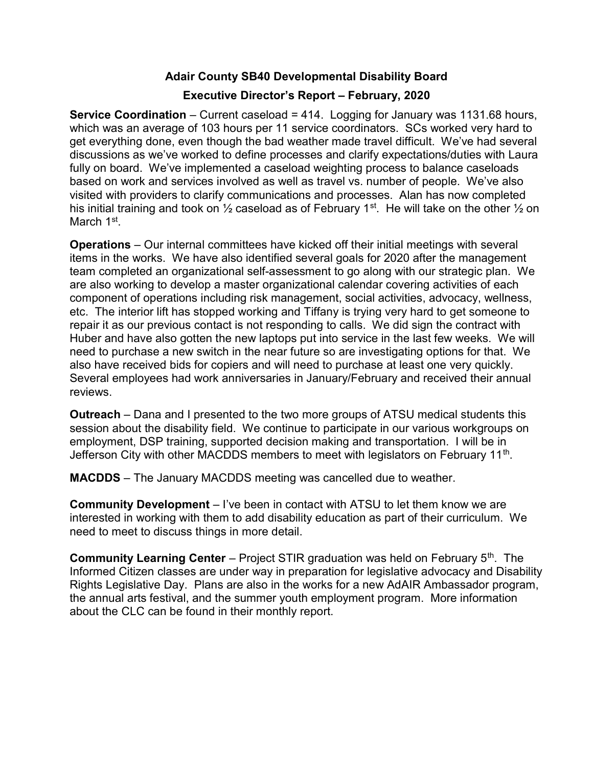# Adair County SB40 Developmental Disability Board

## Executive Director's Report – February, 2020

**Service Coordination** – Current caseload = 414. Logging for January was 1131.68 hours, which was an average of 103 hours per 11 service coordinators. SCs worked very hard to get everything done, even though the bad weather made travel difficult. We've had several discussions as we've worked to define processes and clarify expectations/duties with Laura fully on board. We've implemented a caseload weighting process to balance caseloads based on work and services involved as well as travel vs. number of people. We've also visited with providers to clarify communications and processes. Alan has now completed his initial training and took on ½ caseload as of February 1st. He will take on the other ½ on March 1st.

**Operations** – Our internal committees have kicked off their initial meetings with several items in the works. We have also identified several goals for 2020 after the management team completed an organizational self-assessment to go along with our strategic plan. We are also working to develop a master organizational calendar covering activities of each component of operations including risk management, social activities, advocacy, wellness, etc. The interior lift has stopped working and Tiffany is trying very hard to get someone to repair it as our previous contact is not responding to calls. We did sign the contract with Huber and have also gotten the new laptops put into service in the last few weeks. We will need to purchase a new switch in the near future so are investigating options for that. We also have received bids for copiers and will need to purchase at least one very quickly. Several employees had work anniversaries in January/February and received their annual reviews.

**Outreach** – Dana and I presented to the two more groups of ATSU medical students this session about the disability field. We continue to participate in our various workgroups on employment, DSP training, supported decision making and transportation. I will be in Jefferson City with other MACDDS members to meet with legislators on February 11th.

**MACDDS** – The January MACDDS meeting was cancelled due to weather.

**Community Development** – I've been in contact with ATSU to let them know we are interested in working with them to add disability education as part of their curriculum. We need to meet to discuss things in more detail.

**Community Learning Center** – Project STIR graduation was held on February 5th. The Informed Citizen classes are under way in preparation for legislative advocacy and Disability Rights Legislative Day. Plans are also in the works for a new AdAIR Ambassador program, the annual arts festival, and the summer youth employment program. More information about the CLC can be found in their monthly report.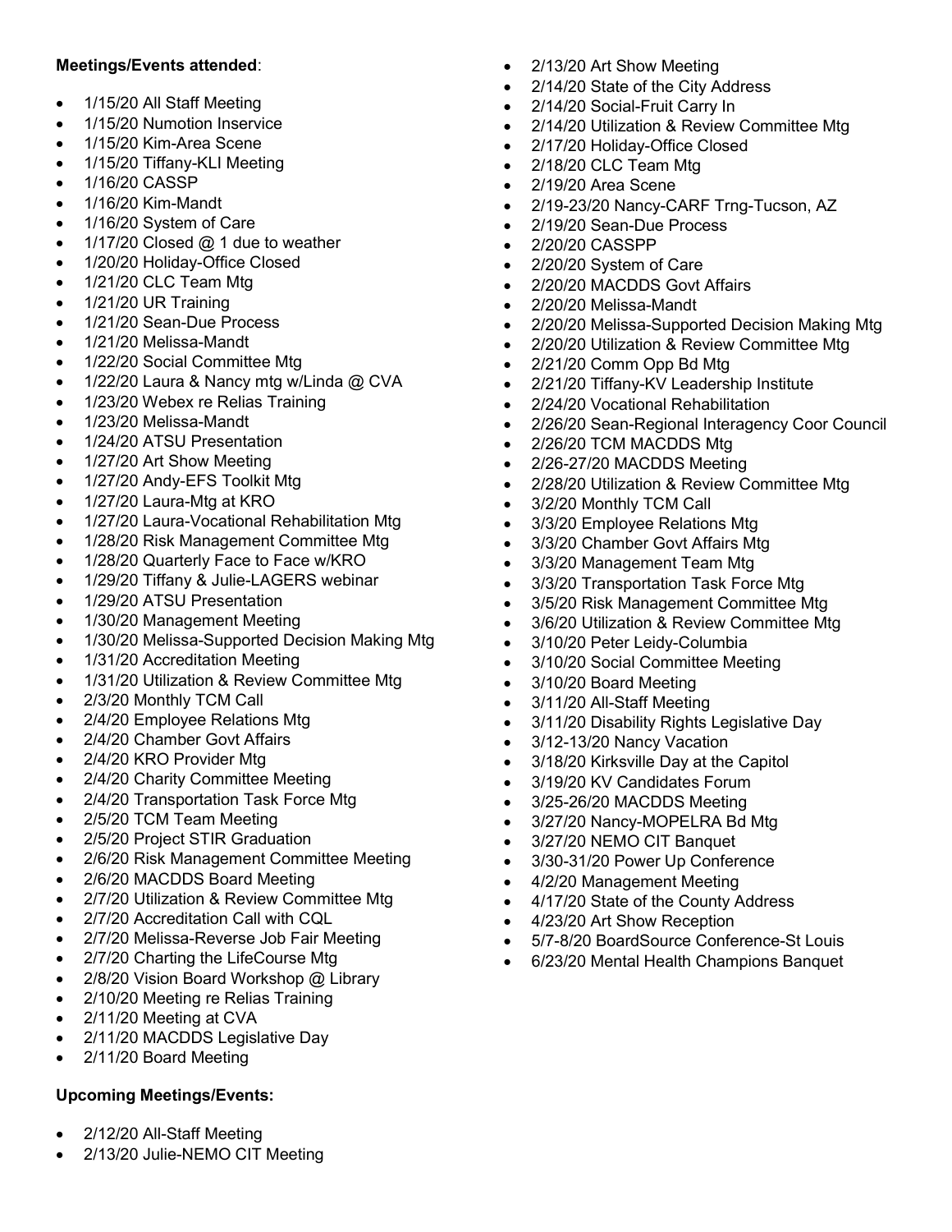**Meetings/Events attended**:

- 1/15/20 All Staff Meeting
- 1/15/20 Numotion Inservice
- 1/15/20 Kim-Area Scene
- 1/15/20 Tiffany-KLI Meeting
- 1/16/20 CASSP
- 1/16/20 Kim-Mandt
- 1/16/20 System of Care
- 1/17/20 Closed @ 1 due to weather
- 1/20/20 Holiday-Office Closed
- 1/21/20 CLC Team Mtg
- 1/21/20 UR Training
- 1/21/20 Sean-Due Process
- 1/21/20 Melissa-Mandt
- 1/22/20 Social Committee Mtg
- 1/22/20 Laura & Nancy mtg w/Linda @ CVA
- 1/23/20 Webex re Relias Training
- 1/23/20 Melissa-Mandt
- 1/24/20 ATSU Presentation
- 1/27/20 Art Show Meeting
- 1/27/20 Andy-EFS Toolkit Mtg
- 1/27/20 Laura-Mtg at KRO
- 1/27/20 Laura-Vocational Rehabilitation Mtg
- 1/28/20 Risk Management Committee Mtg
- 1/28/20 Quarterly Face to Face w/KRO
- 1/29/20 Tiffany & Julie-LAGERS webinar
- 1/29/20 ATSU Presentation
- 1/30/20 Management Meeting
- 1/30/20 Melissa-Supported Decision Making Mtg
- 1/31/20 Accreditation Meeting
- 1/31/20 Utilization & Review Committee Mtg
- 2/3/20 Monthly TCM Call
- 2/4/20 Employee Relations Mtg
- 2/4/20 Chamber Govt Affairs
- 2/4/20 KRO Provider Mtg
- 2/4/20 Charity Committee Meeting
- 2/4/20 Transportation Task Force Mtg
- 2/5/20 TCM Team Meeting
- 2/5/20 Project STIR Graduation
- 2/6/20 Risk Management Committee Meeting
- 2/6/20 MACDDS Board Meeting
- 2/7/20 Utilization & Review Committee Mtg
- 2/7/20 Accreditation Call with CQL
- 2/7/20 Melissa-Reverse Job Fair Meeting
- 2/7/20 Charting the LifeCourse Mtg
- 2/8/20 Vision Board Workshop @ Library
- 2/10/20 Meeting re Relias Training
- 2/11/20 Meeting at CVA
- 2/11/20 MACDDS Legislative Day
- 2/11/20 Board Meeting

**Upcoming Meetings/Events:**

- 2/12/20 All-Staff Meeting
- 2/13/20 Julie-NEMO CIT Meeting
- 2/13/20 Art Show Meeting
- 2/14/20 State of the City Address
- 2/14/20 Social-Fruit Carry In
- 2/14/20 Utilization & Review Committee Mtg
- 2/17/20 Holiday-Office Closed
- 2/18/20 CLC Team Mtg
- 2/19/20 Area Scene
- 2/19-23/20 Nancy-CARF Trng-Tucson, AZ
- 2/19/20 Sean-Due Process
- 2/20/20 CASSPP
- 2/20/20 System of Care
- 2/20/20 MACDDS Govt Affairs
- 2/20/20 Melissa-Mandt
- 2/20/20 Melissa-Supported Decision Making Mtg
- 2/20/20 Utilization & Review Committee Mtg
- 2/21/20 Comm Opp Bd Mtg
- 2/21/20 Tiffany-KV Leadership Institute
- 2/24/20 Vocational Rehabilitation
- 2/26/20 Sean-Regional Interagency Coor Council
- 2/26/20 TCM MACDDS Mtg
- 2/26-27/20 MACDDS Meeting
- 2/28/20 Utilization & Review Committee Mtg
- 3/2/20 Monthly TCM Call
- 3/3/20 Employee Relations Mtg
- 3/3/20 Chamber Govt Affairs Mtg
- 3/3/20 Management Team Mtg
- 3/3/20 Transportation Task Force Mtg
- 3/5/20 Risk Management Committee Mtg
- 3/6/20 Utilization & Review Committee Mtg
- 3/10/20 Peter Leidy-Columbia
- 3/10/20 Social Committee Meeting
- 3/10/20 Board Meeting
- 3/11/20 All-Staff Meeting
- 3/11/20 Disability Rights Legislative Day
- 3/12-13/20 Nancy Vacation
- 3/18/20 Kirksville Day at the Capitol
- 3/19/20 KV Candidates Forum
- 3/25-26/20 MACDDS Meeting
- 3/27/20 Nancy-MOPELRA Bd Mtg
- 3/27/20 NEMO CIT Banquet
- 3/30-31/20 Power Up Conference
- 4/2/20 Management Meeting
- 4/17/20 State of the County Address
- 4/23/20 Art Show Reception
- 5/7-8/20 BoardSource Conference-St Louis
- 6/23/20 Mental Health Champions Banquet